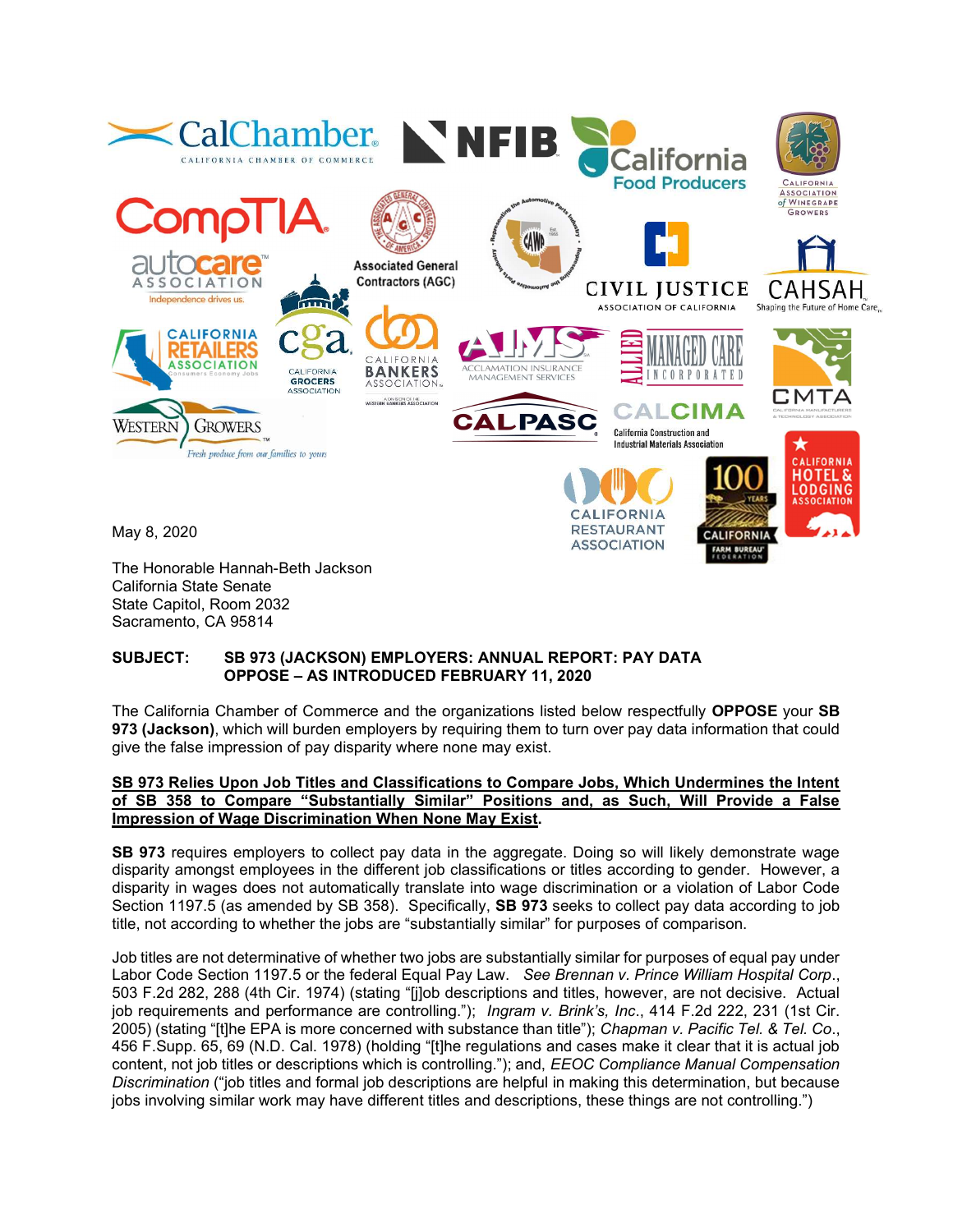May 8, 2020

The Honorable Hannah-Beth Jackson
California State Senate
State Capitol, Room 2032
Sacramento, CA 95814

**SUBJECT: SB 973 (JACKSON) EMPLOYERS: ANNUAL REPORT: PAY DATA**
**OPPOSE – AS INTRODUCED FEBRUARY 11, 2020**

The California Chamber of Commerce and the organizations listed below respectfully **OPPOSE** your **SB 973 (Jackson)**, which will burden employers by requiring them to turn over pay data information that could give the false impression of pay disparity where none may exist.

**SB 973 Relies Upon Job Titles and Classifications to Compare Jobs, Which Undermines the Intent of SB 358 to Compare "Substantially Similar" Positions and, as Such, Will Provide a False Impression of Wage Discrimination When None May Exist.**

**SB 973** requires employers to collect pay data in the aggregate. Doing so will likely demonstrate wage disparity amongst employees in the different job classifications or titles according to gender. However, a disparity in wages does not automatically translate into wage discrimination or a violation of Labor Code Section 1197.5 (as amended by SB 358). Specifically, **SB 973** seeks to collect pay data according to job title, not according to whether the jobs are "substantially similar" for purposes of comparison.

Job titles are not determinative of whether two jobs are substantially similar for purposes of equal pay under Labor Code Section 1197.5 or the federal Equal Pay Law. *See Brennan v. Prince William Hospital Corp*., 503 F.2d 282, 288 (4th Cir. 1974) (stating "[j]ob descriptions and titles, however, are not decisive. Actual job requirements and performance are controlling."); *Ingram v. Brink's, Inc*., 414 F.2d 222, 231 (1st Cir. 2005) (stating "[t]he EPA is more concerned with substance than title"); *Chapman v. Pacific Tel. & Tel. Co*., 456 F.Supp. 65, 69 (N.D. Cal. 1978) (holding "[t]he regulations and cases make it clear that it is actual job content, not job titles or descriptions which is controlling."); and, *EEOC Compliance Manual Compensation Discrimination* ("job titles and formal job descriptions are helpful in making this determination, but because jobs involving similar work may have different titles and descriptions, these things are not controlling.")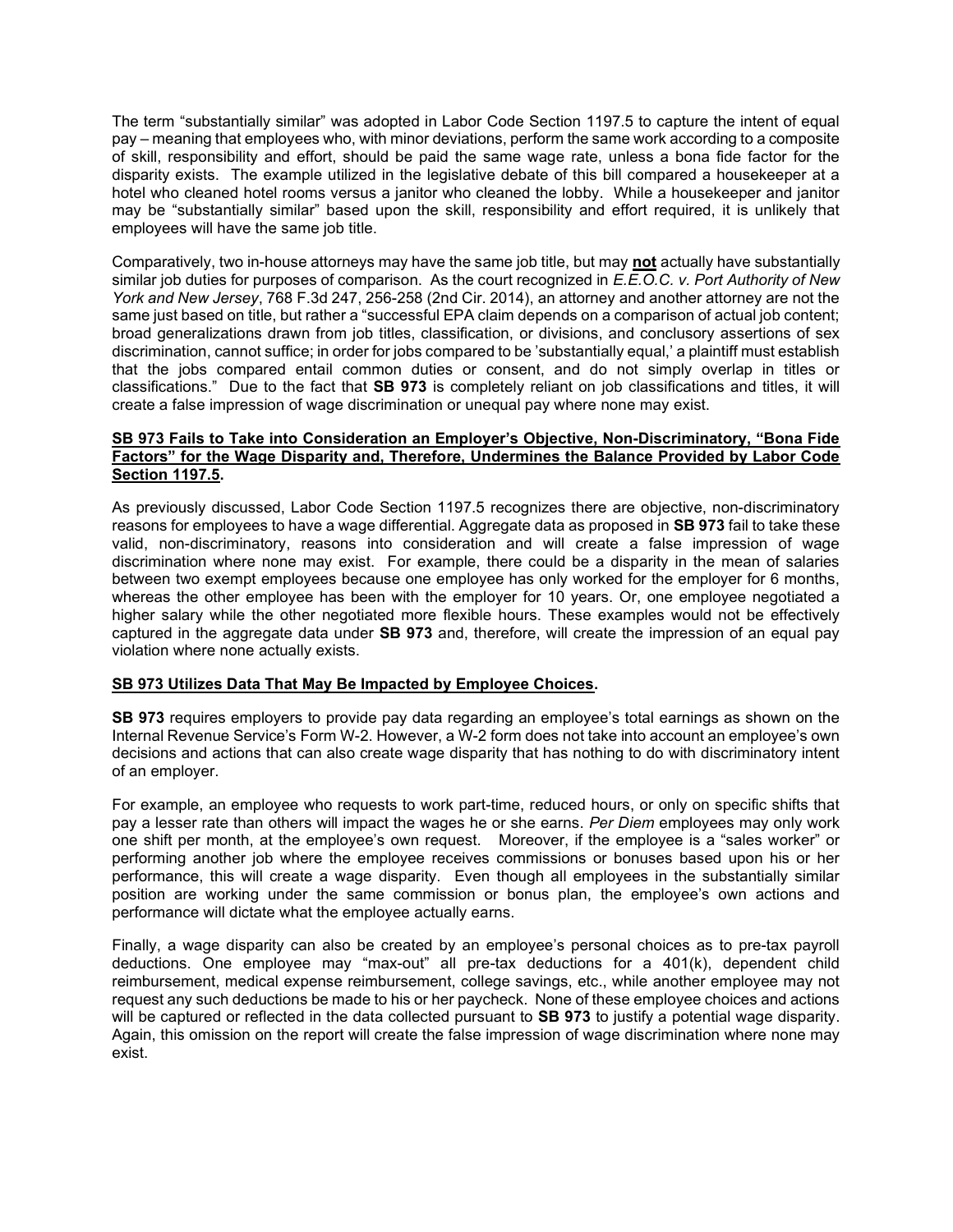The term "substantially similar" was adopted in Labor Code Section 1197.5 to capture the intent of equal pay – meaning that employees who, with minor deviations, perform the same work according to a composite of skill, responsibility and effort, should be paid the same wage rate, unless a bona fide factor for the disparity exists. The example utilized in the legislative debate of this bill compared a housekeeper at a hotel who cleaned hotel rooms versus a janitor who cleaned the lobby. While a housekeeper and janitor may be "substantially similar" based upon the skill, responsibility and effort required, it is unlikely that employees will have the same job title.

Comparatively, two in-house attorneys may have the same job title, but may **not** actually have substantially similar job duties for purposes of comparison. As the court recognized in *E.E.O.C. v. Port Authority of New York and New Jersey*, 768 F.3d 247, 256-258 (2nd Cir. 2014), an attorney and another attorney are not the same just based on title, but rather a "successful EPA claim depends on a comparison of actual job content; broad generalizations drawn from job titles, classification, or divisions, and conclusory assertions of sex discrimination, cannot suffice; in order for jobs compared to be 'substantially equal,' a plaintiff must establish that the jobs compared entail common duties or consent, and do not simply overlap in titles or classifications." Due to the fact that **SB 973** is completely reliant on job classifications and titles, it will create a false impression of wage discrimination or unequal pay where none may exist.

**SB 973 Fails to Take into Consideration an Employer's Objective, Non-Discriminatory, "Bona Fide Factors" for the Wage Disparity and, Therefore, Undermines the Balance Provided by Labor Code Section 1197.5.**

As previously discussed, Labor Code Section 1197.5 recognizes there are objective, non-discriminatory reasons for employees to have a wage differential. Aggregate data as proposed in **SB 973** fail to take these valid, non-discriminatory, reasons into consideration and will create a false impression of wage discrimination where none may exist. For example, there could be a disparity in the mean of salaries between two exempt employees because one employee has only worked for the employer for 6 months, whereas the other employee has been with the employer for 10 years. Or, one employee negotiated a higher salary while the other negotiated more flexible hours. These examples would not be effectively captured in the aggregate data under **SB 973** and, therefore, will create the impression of an equal pay violation where none actually exists.

**SB 973 Utilizes Data That May Be Impacted by Employee Choices.**

**SB 973** requires employers to provide pay data regarding an employee's total earnings as shown on the Internal Revenue Service's Form W-2. However, a W-2 form does not take into account an employee's own decisions and actions that can also create wage disparity that has nothing to do with discriminatory intent of an employer.

For example, an employee who requests to work part-time, reduced hours, or only on specific shifts that pay a lesser rate than others will impact the wages he or she earns. *Per Diem* employees may only work one shift per month, at the employee's own request. Moreover, if the employee is a "sales worker" or performing another job where the employee receives commissions or bonuses based upon his or her performance, this will create a wage disparity. Even though all employees in the substantially similar position are working under the same commission or bonus plan, the employee's own actions and performance will dictate what the employee actually earns.

Finally, a wage disparity can also be created by an employee's personal choices as to pre-tax payroll deductions. One employee may "max-out" all pre-tax deductions for a 401(k), dependent child reimbursement, medical expense reimbursement, college savings, etc., while another employee may not request any such deductions be made to his or her paycheck. None of these employee choices and actions will be captured or reflected in the data collected pursuant to **SB 973** to justify a potential wage disparity. Again, this omission on the report will create the false impression of wage discrimination where none may exist.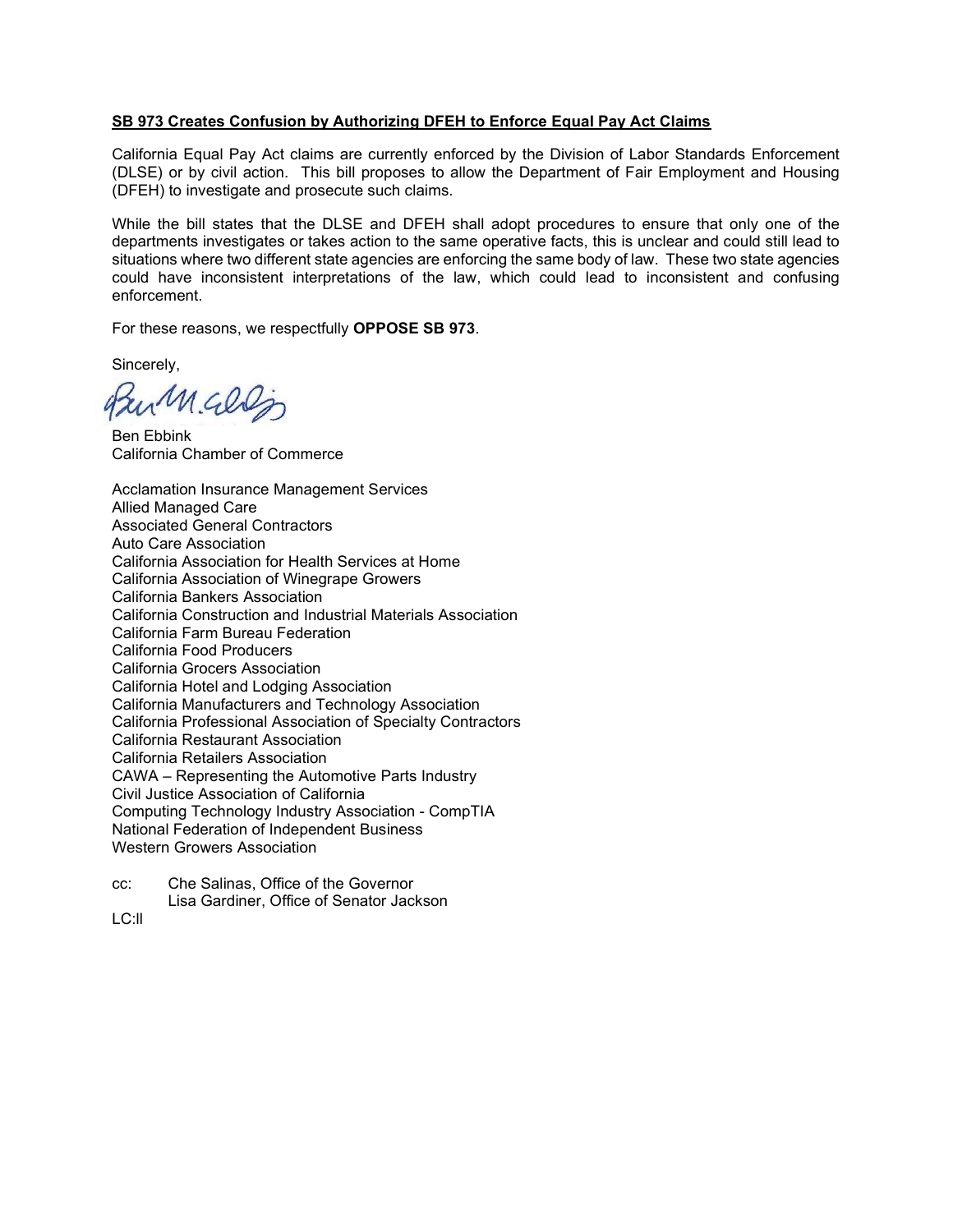**SB 973 Creates Confusion by Authorizing DFEH to Enforce Equal Pay Act Claims**

California Equal Pay Act claims are currently enforced by the Division of Labor Standards Enforcement (DLSE) or by civil action. This bill proposes to allow the Department of Fair Employment and Housing (DFEH) to investigate and prosecute such claims.

While the bill states that the DLSE and DFEH shall adopt procedures to ensure that only one of the departments investigates or takes action to the same operative facts, this is unclear and could still lead to situations where two different state agencies are enforcing the same body of law. These two state agencies could have inconsistent interpretations of the law, which could lead to inconsistent and confusing enforcement.

For these reasons, we respectfully **OPPOSE SB 973**.

Sincerely,

Ben Ebbink
California Chamber of Commerce

Acclamation Insurance Management Services
Allied Managed Care
Associated General Contractors
Auto Care Association
California Association for Health Services at Home
California Association of Winegrape Growers
California Bankers Association
California Construction and Industrial Materials Association
California Farm Bureau Federation
California Food Producers
California Grocers Association
California Hotel and Lodging Association
California Manufacturers and Technology Association
California Professional Association of Specialty Contractors
California Restaurant Association
California Retailers Association
CAWA – Representing the Automotive Parts Industry
Civil Justice Association of California
Computing Technology Industry Association - CompTIA
National Federation of Independent Business
Western Growers Association

cc: Che Salinas, Office of the Governor
Lisa Gardiner, Office of Senator Jackson

LC:ll